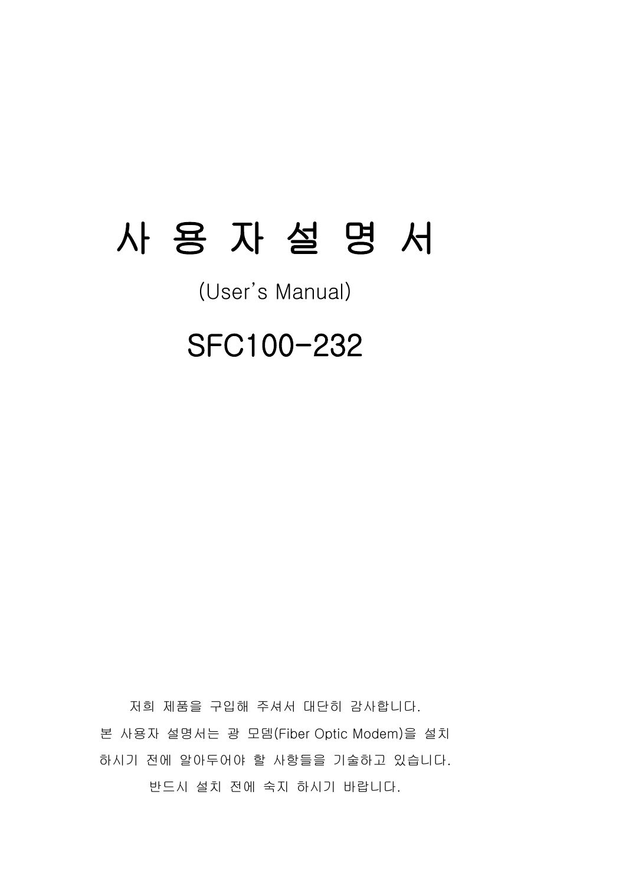# 사 용 자 설 명 서

(User's Manual)

## SFC100-232

저희 제품을 구입해 주셔서 대단히 감사합니다.
본 사용자 설명서는 광 모뎀(Fiber Optic Modem)을 설치
하시기 전에 알아두어야 할 사항들을 기술하고 있습니다.
반드시 설치 전에 숙지 하시기 바랍니다.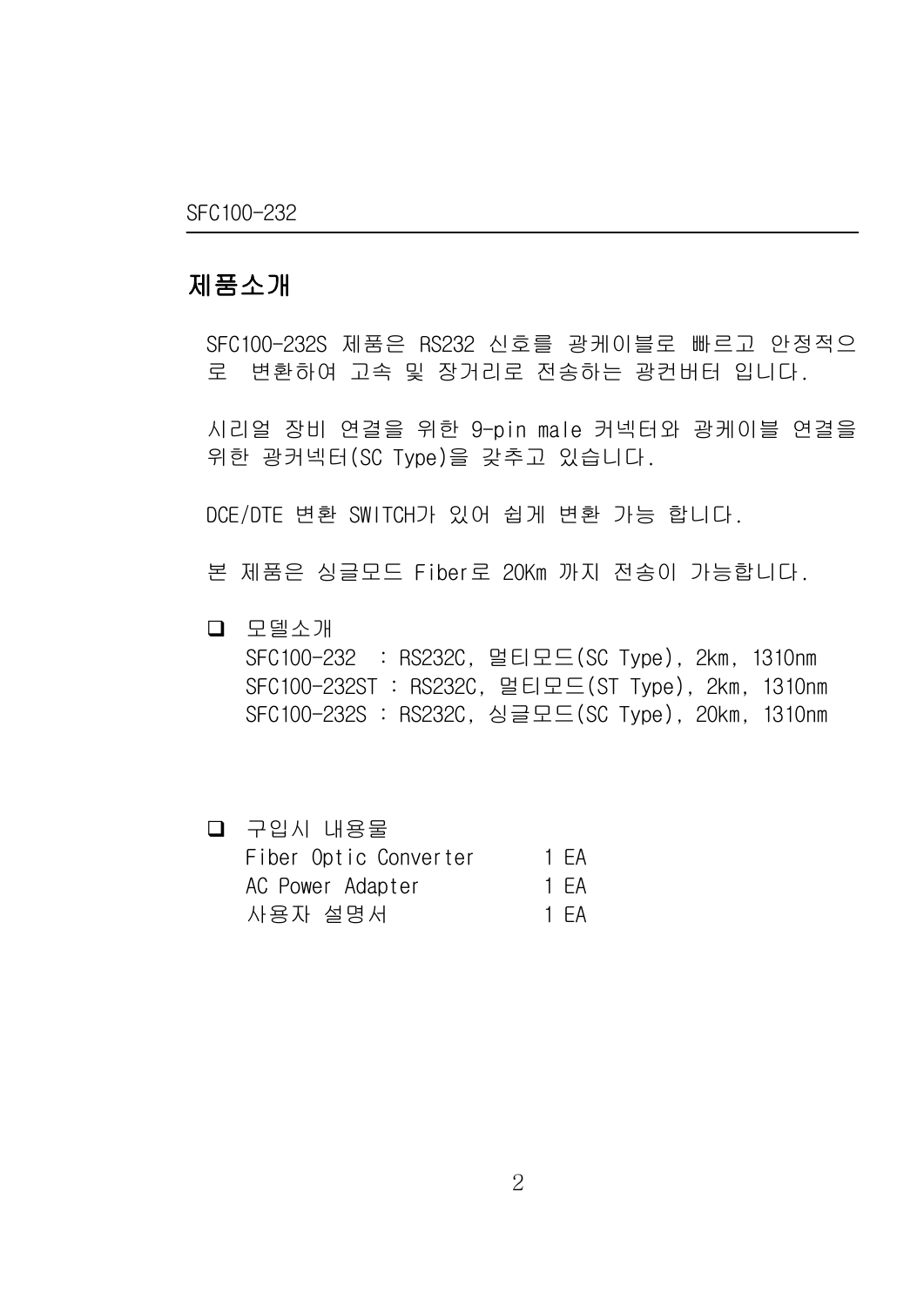# 제품소개

SFC100-232S 제품은 RS232 신호를 광케이블로 빠르고 안정적으로 변환하여 고속 및 장거리로 전송하는 광컨버터 입니다.

시리얼 장비 연결을 위한 9-pin male 커넥터와 광케이블 연결을 위한 광커넥터(SC Type)을 갖추고 있습니다.

DCE/DTE 변환 SWITCH가 있어 쉽게 변환 가능 합니다.

본 제품은 싱글모드 Fiber로 20Km 까지 전송이 가능합니다.

- 모델소개
  SFC100-232 : RS232C, 멀티모드(SC Type), 2km, 1310nm
  SFC100-232ST : RS232C, 멀티모드(ST Type), 2km, 1310nm
  SFC100-232S : RS232C, 싱글모드(SC Type), 20km, 1310nm

- 구입시 내용물

| | |
|---|---|
| Fiber Optic Converter | 1 EA |
| AC Power Adapter | 1 EA |
| 사용자 설명서 | 1 EA |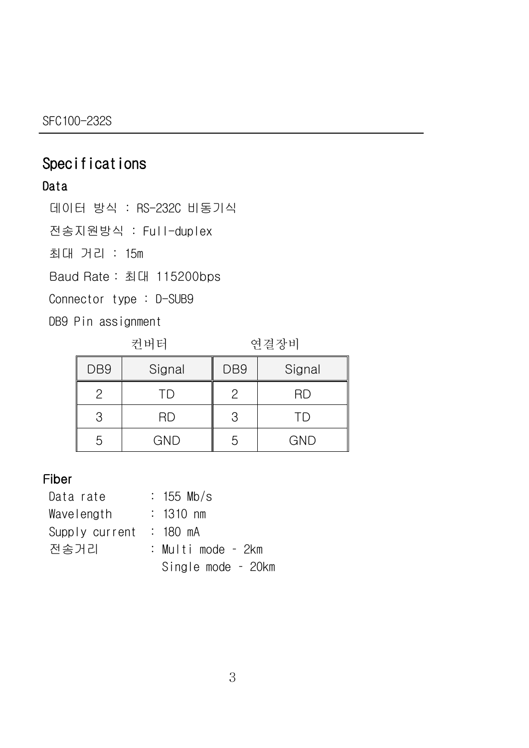# Specifications

## Data

데이터 방식 : RS-232C 비동기식

전송지원방식 : Full-duplex

최대 거리 : 15m

Baud Rate : 최대 115200bps

Connector type : D-SUB9

DB9 Pin assignment

| 컨버터 | | 연결장비 | |
|---|---|---|---|
| DB9 | Signal | DB9 | Signal |
| 2 | TD | 2 | RD |
| 3 | RD | 3 | TD |
| 5 | GND | 5 | GND |

## Fiber

Data rate : 155 Mb/s

Wavelength : 1310 nm

Supply current : 180 mA

전송거리 : Multi mode – 2km
Single mode – 20km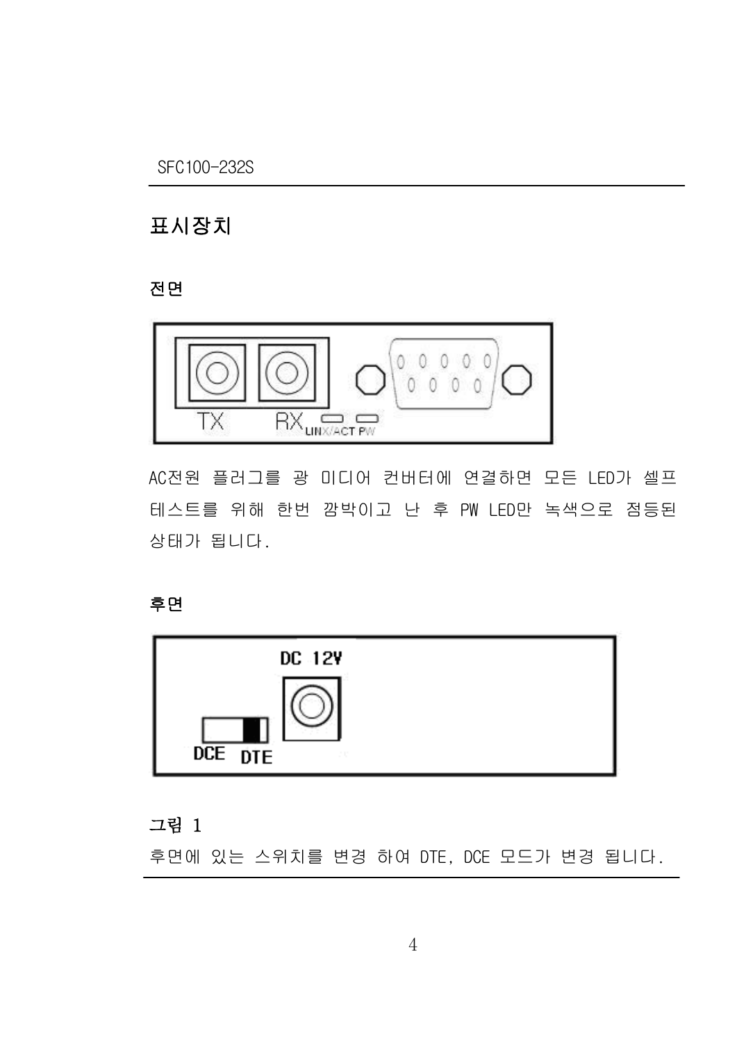## 표시장치

### 전면

TX

RX

LINX/ACT PW

AC전원 플러그를 광 미디어 컨버터에 연결하면 모든 LED가 셀프 테스트를 위해 한번 깜박이고 난 후 PW LED만 녹색으로 점등된 상태가 됩니다.

### 후면

DC 12V

DCE DTE

**그림 1**

후면에 있는 스위치를 변경 하여 DTE, DCE 모드가 변경 됩니다.